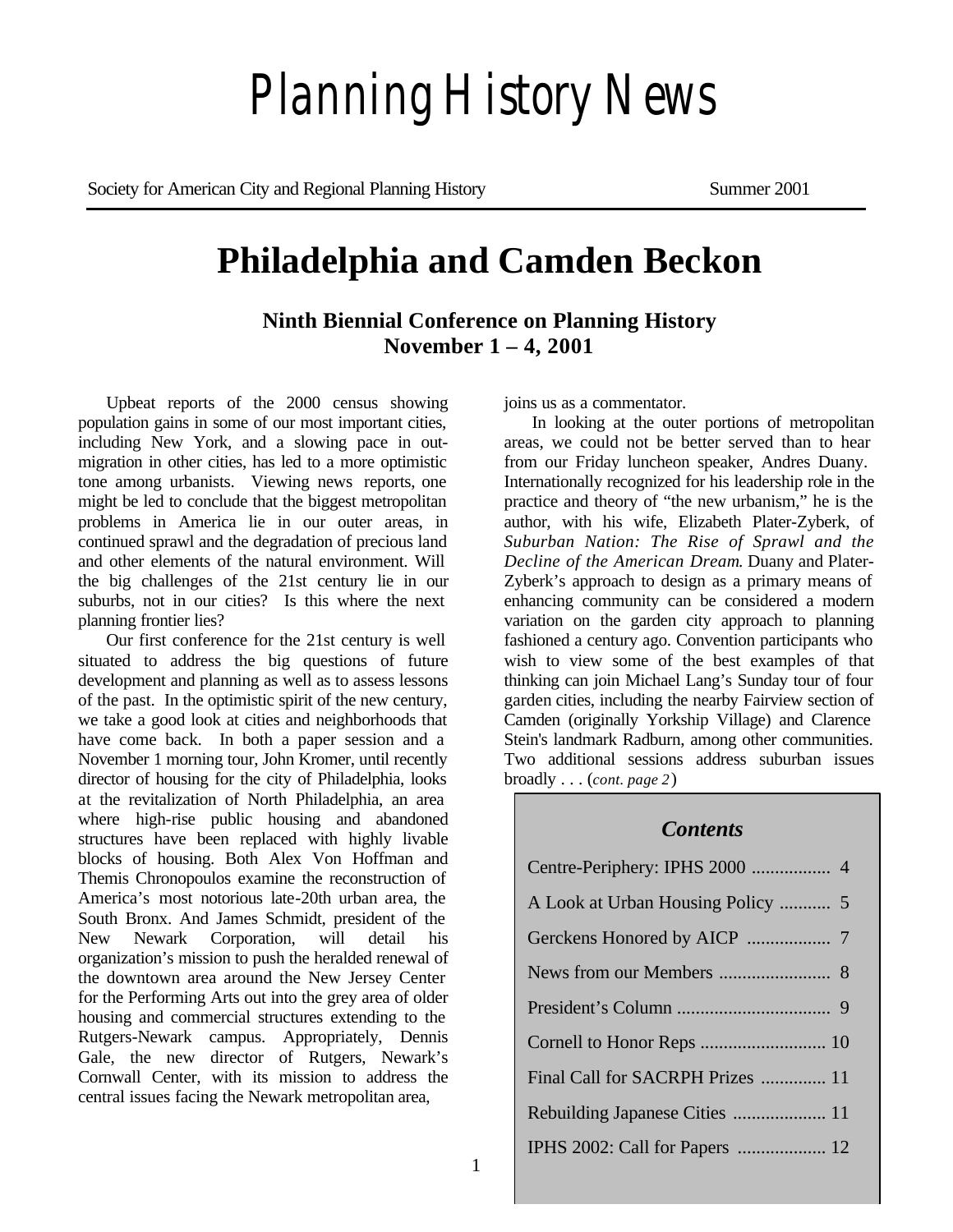# Planning History News

Society for American City and Regional Planning History — Summer 2001

## Philadelphia and Camden Beckon

### Ninth Biennial Conference on Planning History
### November 1 – 4, 2001

Upbeat reports of the 2000 census showing population gains in some of our most important cities, including New York, and a slowing pace in out-migration in other cities, has led to a more optimistic tone among urbanists. Viewing news reports, one might be led to conclude that the biggest metropolitan problems in America lie in our outer areas, in continued sprawl and the degradation of precious land and other elements of the natural environment. Will the big challenges of the 21st century lie in our suburbs, not in our cities? Is this where the next planning frontier lies?

Our first conference for the 21st century is well situated to address the big questions of future development and planning as well as to assess lessons of the past. In the optimistic spirit of the new century, we take a good look at cities and neighborhoods that have come back. In both a paper session and a November 1 morning tour, John Kromer, until recently director of housing for the city of Philadelphia, looks at the revitalization of North Philadelphia, an area where high-rise public housing and abandoned structures have been replaced with highly livable blocks of housing. Both Alex Von Hoffman and Themis Chronopoulos examine the reconstruction of America's most notorious late-20th urban area, the South Bronx. And James Schmidt, president of the New Newark Corporation, will detail his organization's mission to push the heralded renewal of the downtown area around the New Jersey Center for the Performing Arts out into the grey area of older housing and commercial structures extending to the Rutgers-Newark campus. Appropriately, Dennis Gale, the new director of Rutgers, Newark's Cornwall Center, with its mission to address the central issues facing the Newark metropolitan area, joins us as a commentator.

In looking at the outer portions of metropolitan areas, we could not be better served than to hear from our Friday luncheon speaker, Andres Duany. Internationally recognized for his leadership role in the practice and theory of "the new urbanism," he is the author, with his wife, Elizabeth Plater-Zyberk, of *Suburban Nation: The Rise of Sprawl and the Decline of the American Dream*. Duany and Plater-Zyberk's approach to design as a primary means of enhancing community can be considered a modern variation on the garden city approach to planning fashioned a century ago. Convention participants who wish to view some of the best examples of that thinking can join Michael Lang's Sunday tour of four garden cities, including the nearby Fairview section of Camden (originally Yorkship Village) and Clarence Stein's landmark Radburn, among other communities. Two additional sessions address suburban issues broadly . . . (*cont. page 2*)

### *Contents*

| | |
|---|---|
| Centre-Periphery: IPHS 2000 | 4 |
| A Look at Urban Housing Policy | 5 |
| Gerckens Honored by AICP | 7 |
| News from our Members | 8 |
| President's Column | 9 |
| Cornell to Honor Reps | 10 |
| Final Call for SACRPH Prizes | 11 |
| Rebuilding Japanese Cities | 11 |
| IPHS 2002: Call for Papers | 12 |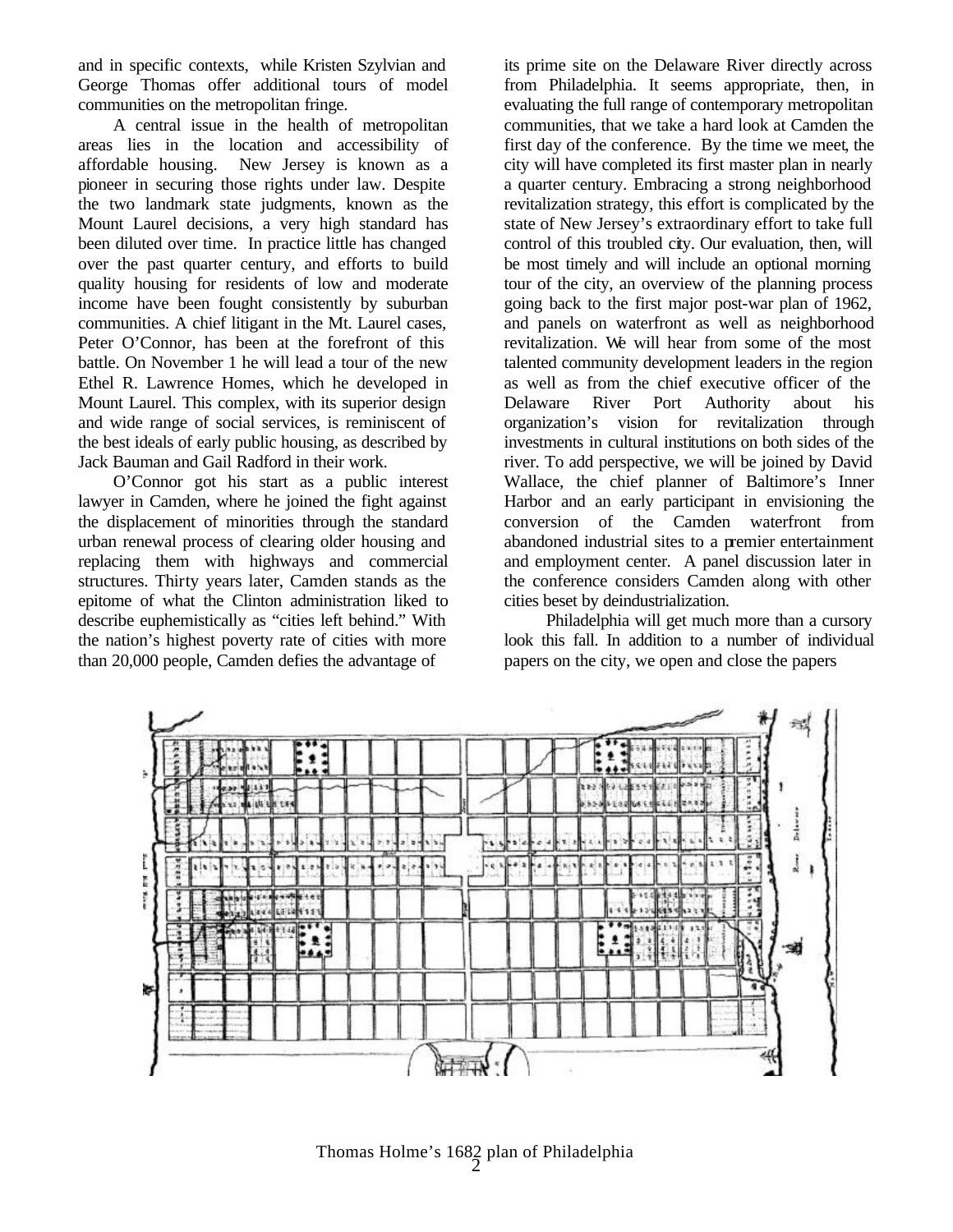and in specific contexts, while Kristen Szylvian and George Thomas offer additional tours of model communities on the metropolitan fringe.

A central issue in the health of metropolitan areas lies in the location and accessibility of affordable housing. New Jersey is known as a pioneer in securing those rights under law. Despite the two landmark state judgments, known as the Mount Laurel decisions, a very high standard has been diluted over time. In practice little has changed over the past quarter century, and efforts to build quality housing for residents of low and moderate income have been fought consistently by suburban communities. A chief litigant in the Mt. Laurel cases, Peter O'Connor, has been at the forefront of this battle. On November 1 he will lead a tour of the new Ethel R. Lawrence Homes, which he developed in Mount Laurel. This complex, with its superior design and wide range of social services, is reminiscent of the best ideals of early public housing, as described by Jack Bauman and Gail Radford in their work.

O'Connor got his start as a public interest lawyer in Camden, where he joined the fight against the displacement of minorities through the standard urban renewal process of clearing older housing and replacing them with highways and commercial structures. Thirty years later, Camden stands as the epitome of what the Clinton administration liked to describe euphemistically as "cities left behind." With the nation's highest poverty rate of cities with more than 20,000 people, Camden defies the advantage of its prime site on the Delaware River directly across from Philadelphia. It seems appropriate, then, in evaluating the full range of contemporary metropolitan communities, that we take a hard look at Camden the first day of the conference. By the time we meet, the city will have completed its first master plan in nearly a quarter century. Embracing a strong neighborhood revitalization strategy, this effort is complicated by the state of New Jersey's extraordinary effort to take full control of this troubled city. Our evaluation, then, will be most timely and will include an optional morning tour of the city, an overview of the planning process going back to the first major post-war plan of 1962, and panels on waterfront as well as neighborhood revitalization. We will hear from some of the most talented community development leaders in the region as well as from the chief executive officer of the Delaware River Port Authority about his organization's vision for revitalization through investments in cultural institutions on both sides of the river. To add perspective, we will be joined by David Wallace, the chief planner of Baltimore's Inner Harbor and an early participant in envisioning the conversion of the Camden waterfront from abandoned industrial sites to a premier entertainment and employment center. A panel discussion later in the conference considers Camden along with other cities beset by deindustrialization.

Philadelphia will get much more than a cursory look this fall. In addition to a number of individual papers on the city, we open and close the papers

Thomas Holme's 1682 plan of Philadelphia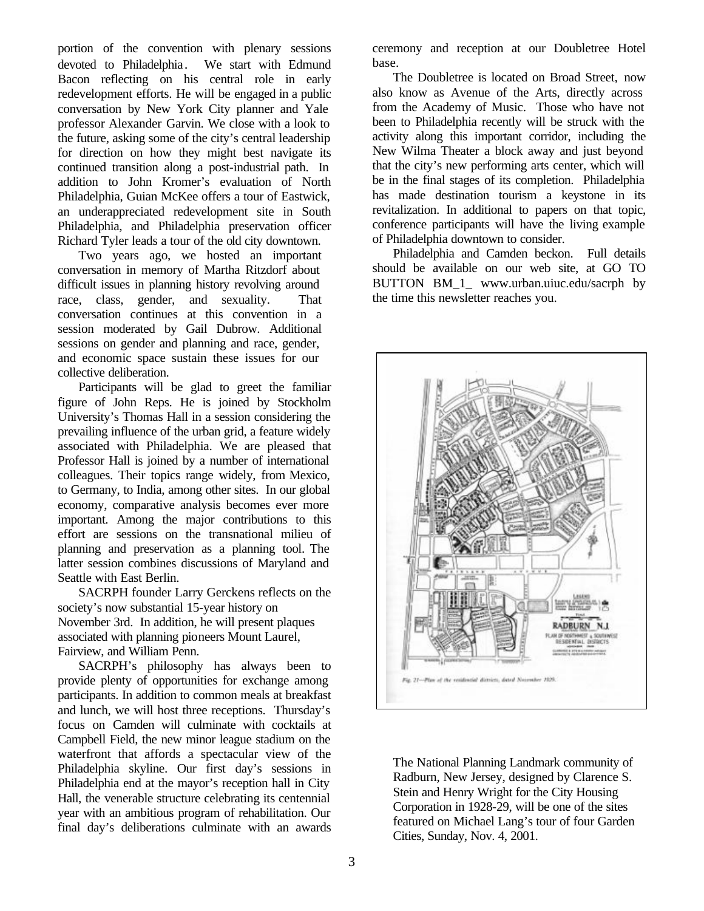portion of the convention with plenary sessions devoted to Philadelphia. We start with Edmund Bacon reflecting on his central role in early redevelopment efforts. He will be engaged in a public conversation by New York City planner and Yale professor Alexander Garvin. We close with a look to the future, asking some of the city's central leadership for direction on how they might best navigate its continued transition along a post-industrial path. In addition to John Kromer's evaluation of North Philadelphia, Guian McKee offers a tour of Eastwick, an underappreciated redevelopment site in South Philadelphia, and Philadelphia preservation officer Richard Tyler leads a tour of the old city downtown.

Two years ago, we hosted an important conversation in memory of Martha Ritzdorf about difficult issues in planning history revolving around race, class, gender, and sexuality. That conversation continues at this convention in a session moderated by Gail Dubrow. Additional sessions on gender and planning and race, gender, and economic space sustain these issues for our collective deliberation.

Participants will be glad to greet the familiar figure of John Reps. He is joined by Stockholm University's Thomas Hall in a session considering the prevailing influence of the urban grid, a feature widely associated with Philadelphia. We are pleased that Professor Hall is joined by a number of international colleagues. Their topics range widely, from Mexico, to Germany, to India, among other sites. In our global economy, comparative analysis becomes ever more important. Among the major contributions to this effort are sessions on the transnational milieu of planning and preservation as a planning tool. The latter session combines discussions of Maryland and Seattle with East Berlin.

SACRPH founder Larry Gerckens reflects on the society's now substantial 15-year history on November 3rd. In addition, he will present plaques associated with planning pioneers Mount Laurel, Fairview, and William Penn.

SACRPH's philosophy has always been to provide plenty of opportunities for exchange among participants. In addition to common meals at breakfast and lunch, we will host three receptions. Thursday's focus on Camden will culminate with cocktails at Campbell Field, the new minor league stadium on the waterfront that affords a spectacular view of the Philadelphia skyline. Our first day's sessions in Philadelphia end at the mayor's reception hall in City Hall, the venerable structure celebrating its centennial year with an ambitious program of rehabilitation. Our final day's deliberations culminate with an awards ceremony and reception at our Doubletree Hotel base.

The Doubletree is located on Broad Street, now also know as Avenue of the Arts, directly across from the Academy of Music. Those who have not been to Philadelphia recently will be struck with the activity along this important corridor, including the New Wilma Theater a block away and just beyond that the city's new performing arts center, which will be in the final stages of its completion. Philadelphia has made destination tourism a keystone in its revitalization. In additional to papers on that topic, conference participants will have the living example of Philadelphia downtown to consider.

Philadelphia and Camden beckon. Full details should be available on our web site, at GO TO BUTTON BM_1_ www.urban.uiuc.edu/sacrph by the time this newsletter reaches you.

The National Planning Landmark community of Radburn, New Jersey, designed by Clarence S. Stein and Henry Wright for the City Housing Corporation in 1928-29, will be one of the sites featured on Michael Lang's tour of four Garden Cities, Sunday, Nov. 4, 2001.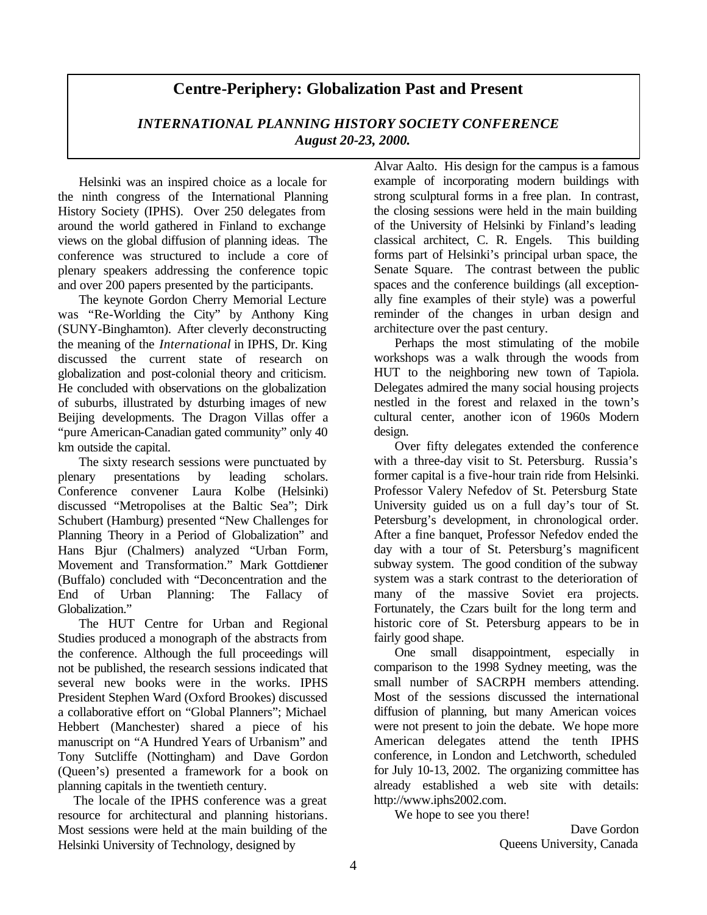# Centre-Periphery: Globalization Past and Present

***INTERNATIONAL PLANNING HISTORY SOCIETY CONFERENCE August 20-23, 2000.***

Helsinki was an inspired choice as a locale for the ninth congress of the International Planning History Society (IPHS). Over 250 delegates from around the world gathered in Finland to exchange views on the global diffusion of planning ideas. The conference was structured to include a core of plenary speakers addressing the conference topic and over 200 papers presented by the participants.

The keynote Gordon Cherry Memorial Lecture was "Re-Worlding the City" by Anthony King (SUNY-Binghamton). After cleverly deconstructing the meaning of the *International* in IPHS, Dr. King discussed the current state of research on globalization and post-colonial theory and criticism. He concluded with observations on the globalization of suburbs, illustrated by disturbing images of new Beijing developments. The Dragon Villas offer a "pure American-Canadian gated community" only 40 km outside the capital.

The sixty research sessions were punctuated by plenary presentations by leading scholars. Conference convener Laura Kolbe (Helsinki) discussed "Metropolises at the Baltic Sea"; Dirk Schubert (Hamburg) presented "New Challenges for Planning Theory in a Period of Globalization" and Hans Bjur (Chalmers) analyzed "Urban Form, Movement and Transformation." Mark Gottdiener (Buffalo) concluded with "Deconcentration and the End of Urban Planning: The Fallacy of Globalization."

The HUT Centre for Urban and Regional Studies produced a monograph of the abstracts from the conference. Although the full proceedings will not be published, the research sessions indicated that several new books were in the works. IPHS President Stephen Ward (Oxford Brookes) discussed a collaborative effort on "Global Planners"; Michael Hebbert (Manchester) shared a piece of his manuscript on "A Hundred Years of Urbanism" and Tony Sutcliffe (Nottingham) and Dave Gordon (Queen's) presented a framework for a book on planning capitals in the twentieth century.

The locale of the IPHS conference was a great resource for architectural and planning historians. Most sessions were held at the main building of the Helsinki University of Technology, designed by Alvar Aalto. His design for the campus is a famous example of incorporating modern buildings with strong sculptural forms in a free plan. In contrast, the closing sessions were held in the main building of the University of Helsinki by Finland's leading classical architect, C. R. Engels. This building forms part of Helsinki's principal urban space, the Senate Square. The contrast between the public spaces and the conference buildings (all exceptionally fine examples of their style) was a powerful reminder of the changes in urban design and architecture over the past century.

Perhaps the most stimulating of the mobile workshops was a walk through the woods from HUT to the neighboring new town of Tapiola. Delegates admired the many social housing projects nestled in the forest and relaxed in the town's cultural center, another icon of 1960s Modern design.

Over fifty delegates extended the conference with a three-day visit to St. Petersburg. Russia's former capital is a five-hour train ride from Helsinki. Professor Valery Nefedov of St. Petersburg State University guided us on a full day's tour of St. Petersburg's development, in chronological order. After a fine banquet, Professor Nefedov ended the day with a tour of St. Petersburg's magnificent subway system. The good condition of the subway system was a stark contrast to the deterioration of many of the massive Soviet era projects. Fortunately, the Czars built for the long term and historic core of St. Petersburg appears to be in fairly good shape.

One small disappointment, especially in comparison to the 1998 Sydney meeting, was the small number of SACRPH members attending. Most of the sessions discussed the international diffusion of planning, but many American voices were not present to join the debate. We hope more American delegates attend the tenth IPHS conference, in London and Letchworth, scheduled for July 10-13, 2002. The organizing committee has already established a web site with details: http://www.iphs2002.com.

We hope to see you there!

Dave Gordon
Queens University, Canada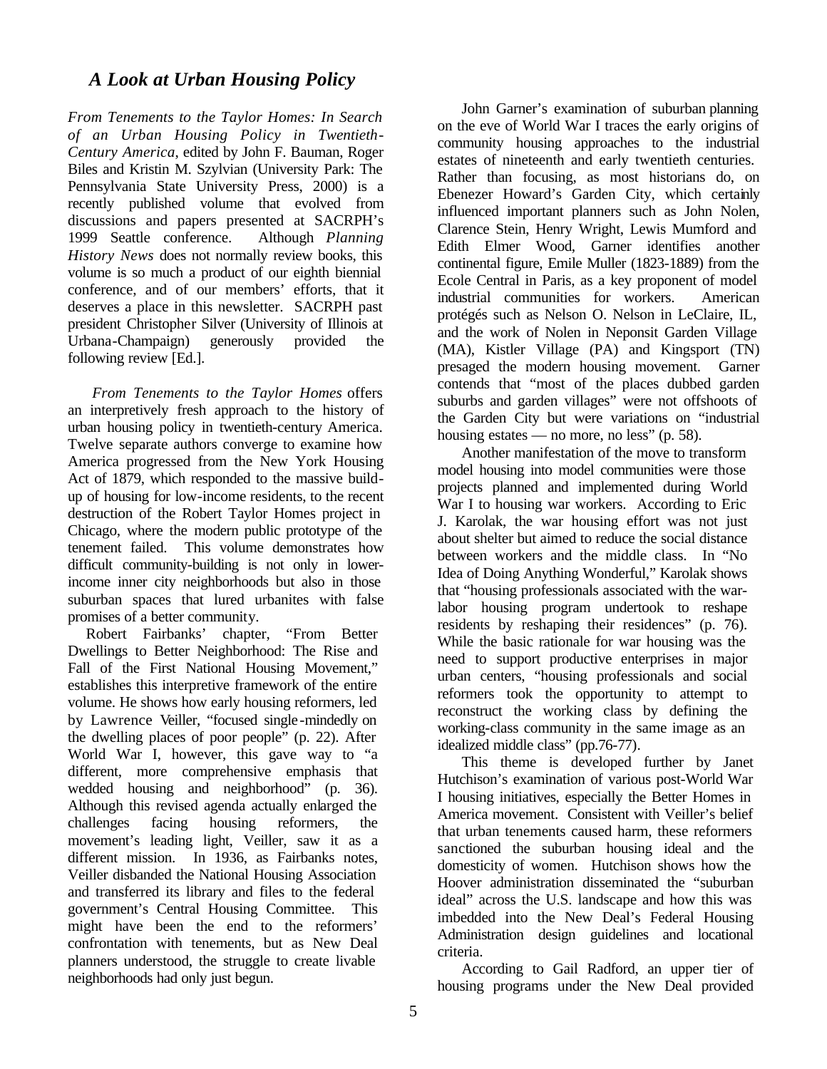## *A Look at Urban Housing Policy*

*From Tenements to the Taylor Homes: In Search of an Urban Housing Policy in Twentieth-Century America*, edited by John F. Bauman, Roger Biles and Kristin M. Szylvian (University Park: The Pennsylvania State University Press, 2000) is a recently published volume that evolved from discussions and papers presented at SACRPH's 1999 Seattle conference. Although *Planning History News* does not normally review books, this volume is so much a product of our eighth biennial conference, and of our members' efforts, that it deserves a place in this newsletter. SACRPH past president Christopher Silver (University of Illinois at Urbana-Champaign) generously provided the following review [Ed.].

*From Tenements to the Taylor Homes* offers an interpretively fresh approach to the history of urban housing policy in twentieth-century America. Twelve separate authors converge to examine how America progressed from the New York Housing Act of 1879, which responded to the massive build-up of housing for low-income residents, to the recent destruction of the Robert Taylor Homes project in Chicago, where the modern public prototype of the tenement failed. This volume demonstrates how difficult community-building is not only in lower-income inner city neighborhoods but also in those suburban spaces that lured urbanites with false promises of a better community.

Robert Fairbanks' chapter, "From Better Dwellings to Better Neighborhood: The Rise and Fall of the First National Housing Movement," establishes this interpretive framework of the entire volume. He shows how early housing reformers, led by Lawrence Veiller, "focused single-mindedly on the dwelling places of poor people" (p. 22). After World War I, however, this gave way to "a different, more comprehensive emphasis that wedded housing and neighborhood" (p. 36). Although this revised agenda actually enlarged the challenges facing housing reformers, the movement's leading light, Veiller, saw it as a different mission. In 1936, as Fairbanks notes, Veiller disbanded the National Housing Association and transferred its library and files to the federal government's Central Housing Committee. This might have been the end to the reformers' confrontation with tenements, but as New Deal planners understood, the struggle to create livable neighborhoods had only just begun.

John Garner's examination of suburban planning on the eve of World War I traces the early origins of community housing approaches to the industrial estates of nineteenth and early twentieth centuries. Rather than focusing, as most historians do, on Ebenezer Howard's Garden City, which certainly influenced important planners such as John Nolen, Clarence Stein, Henry Wright, Lewis Mumford and Edith Elmer Wood, Garner identifies another continental figure, Emile Muller (1823-1889) from the Ecole Central in Paris, as a key proponent of model industrial communities for workers. American protégés such as Nelson O. Nelson in LeClaire, IL, and the work of Nolen in Neponsit Garden Village (MA), Kistler Village (PA) and Kingsport (TN) presaged the modern housing movement. Garner contends that "most of the places dubbed garden suburbs and garden villages" were not offshoots of the Garden City but were variations on "industrial housing estates — no more, no less" (p. 58).

Another manifestation of the move to transform model housing into model communities were those projects planned and implemented during World War I to housing war workers. According to Eric J. Karolak, the war housing effort was not just about shelter but aimed to reduce the social distance between workers and the middle class. In "No Idea of Doing Anything Wonderful," Karolak shows that "housing professionals associated with the war-labor housing program undertook to reshape residents by reshaping their residences" (p. 76). While the basic rationale for war housing was the need to support productive enterprises in major urban centers, "housing professionals and social reformers took the opportunity to attempt to reconstruct the working class by defining the working-class community in the same image as an idealized middle class" (pp.76-77).

This theme is developed further by Janet Hutchison's examination of various post-World War I housing initiatives, especially the Better Homes in America movement. Consistent with Veiller's belief that urban tenements caused harm, these reformers sanctioned the suburban housing ideal and the domesticity of women. Hutchison shows how the Hoover administration disseminated the "suburban ideal" across the U.S. landscape and how this was imbedded into the New Deal's Federal Housing Administration design guidelines and locational criteria.

According to Gail Radford, an upper tier of housing programs under the New Deal provided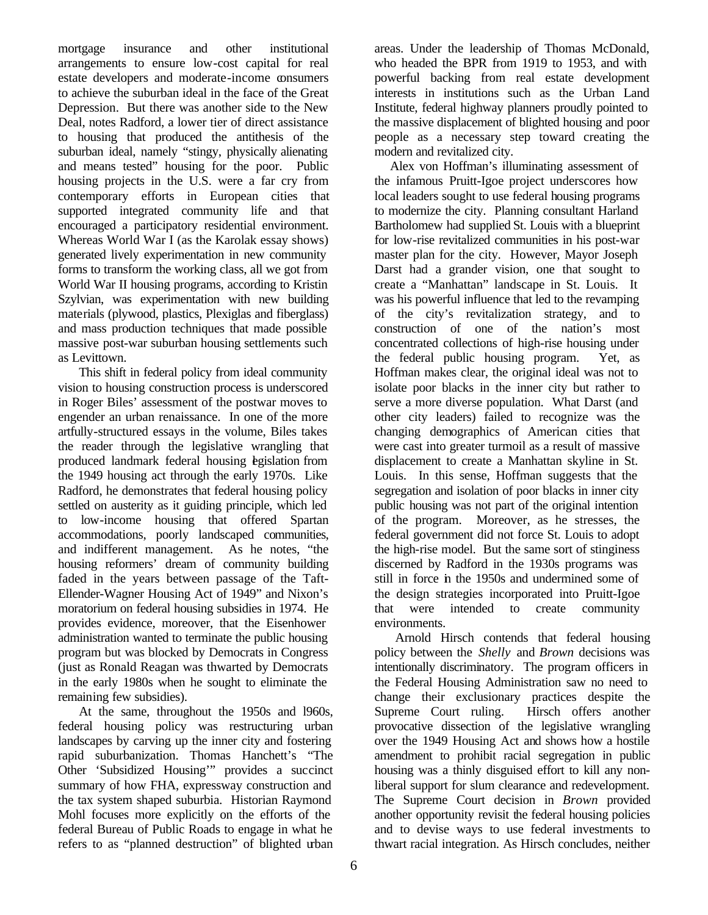mortgage insurance and other institutional arrangements to ensure low-cost capital for real estate developers and moderate-income consumers to achieve the suburban ideal in the face of the Great Depression. But there was another side to the New Deal, notes Radford, a lower tier of direct assistance to housing that produced the antithesis of the suburban ideal, namely "stingy, physically alienating and means tested" housing for the poor. Public housing projects in the U.S. were a far cry from contemporary efforts in European cities that supported integrated community life and that encouraged a participatory residential environment. Whereas World War I (as the Karolak essay shows) generated lively experimentation in new community forms to transform the working class, all we got from World War II housing programs, according to Kristin Szylvian, was experimentation with new building materials (plywood, plastics, Plexiglas and fiberglass) and mass production techniques that made possible massive post-war suburban housing settlements such as Levittown.

This shift in federal policy from ideal community vision to housing construction process is underscored in Roger Biles' assessment of the postwar moves to engender an urban renaissance. In one of the more artfully-structured essays in the volume, Biles takes the reader through the legislative wrangling that produced landmark federal housing legislation from the 1949 housing act through the early 1970s. Like Radford, he demonstrates that federal housing policy settled on austerity as it guiding principle, which led to low-income housing that offered Spartan accommodations, poorly landscaped communities, and indifferent management. As he notes, "the housing reformers' dream of community building faded in the years between passage of the Taft-Ellender-Wagner Housing Act of 1949" and Nixon's moratorium on federal housing subsidies in 1974. He provides evidence, moreover, that the Eisenhower administration wanted to terminate the public housing program but was blocked by Democrats in Congress (just as Ronald Reagan was thwarted by Democrats in the early 1980s when he sought to eliminate the remaining few subsidies).

At the same, throughout the 1950s and l960s, federal housing policy was restructuring urban landscapes by carving up the inner city and fostering rapid suburbanization. Thomas Hanchett's "The Other 'Subsidized Housing'" provides a succinct summary of how FHA, expressway construction and the tax system shaped suburbia. Historian Raymond Mohl focuses more explicitly on the efforts of the federal Bureau of Public Roads to engage in what he refers to as "planned destruction" of blighted urban areas. Under the leadership of Thomas McDonald, who headed the BPR from 1919 to 1953, and with powerful backing from real estate development interests in institutions such as the Urban Land Institute, federal highway planners proudly pointed to the massive displacement of blighted housing and poor people as a necessary step toward creating the modern and revitalized city.

Alex von Hoffman's illuminating assessment of the infamous Pruitt-Igoe project underscores how local leaders sought to use federal housing programs to modernize the city. Planning consultant Harland Bartholomew had supplied St. Louis with a blueprint for low-rise revitalized communities in his post-war master plan for the city. However, Mayor Joseph Darst had a grander vision, one that sought to create a "Manhattan" landscape in St. Louis. It was his powerful influence that led to the revamping of the city's revitalization strategy, and to construction of one of the nation's most concentrated collections of high-rise housing under the federal public housing program. Yet, as Hoffman makes clear, the original ideal was not to isolate poor blacks in the inner city but rather to serve a more diverse population. What Darst (and other city leaders) failed to recognize was the changing demographics of American cities that were cast into greater turmoil as a result of massive displacement to create a Manhattan skyline in St. Louis. In this sense, Hoffman suggests that the segregation and isolation of poor blacks in inner city public housing was not part of the original intention of the program. Moreover, as he stresses, the federal government did not force St. Louis to adopt the high-rise model. But the same sort of stinginess discerned by Radford in the 1930s programs was still in force in the 1950s and undermined some of the design strategies incorporated into Pruitt-Igoe that were intended to create community environments.

Arnold Hirsch contends that federal housing policy between the *Shelly* and *Brown* decisions was intentionally discriminatory. The program officers in the Federal Housing Administration saw no need to change their exclusionary practices despite the Supreme Court ruling. Hirsch offers another provocative dissection of the legislative wrangling over the 1949 Housing Act and shows how a hostile amendment to prohibit racial segregation in public housing was a thinly disguised effort to kill any non-liberal support for slum clearance and redevelopment. The Supreme Court decision in *Brown* provided another opportunity revisit the federal housing policies and to devise ways to use federal investments to thwart racial integration. As Hirsch concludes, neither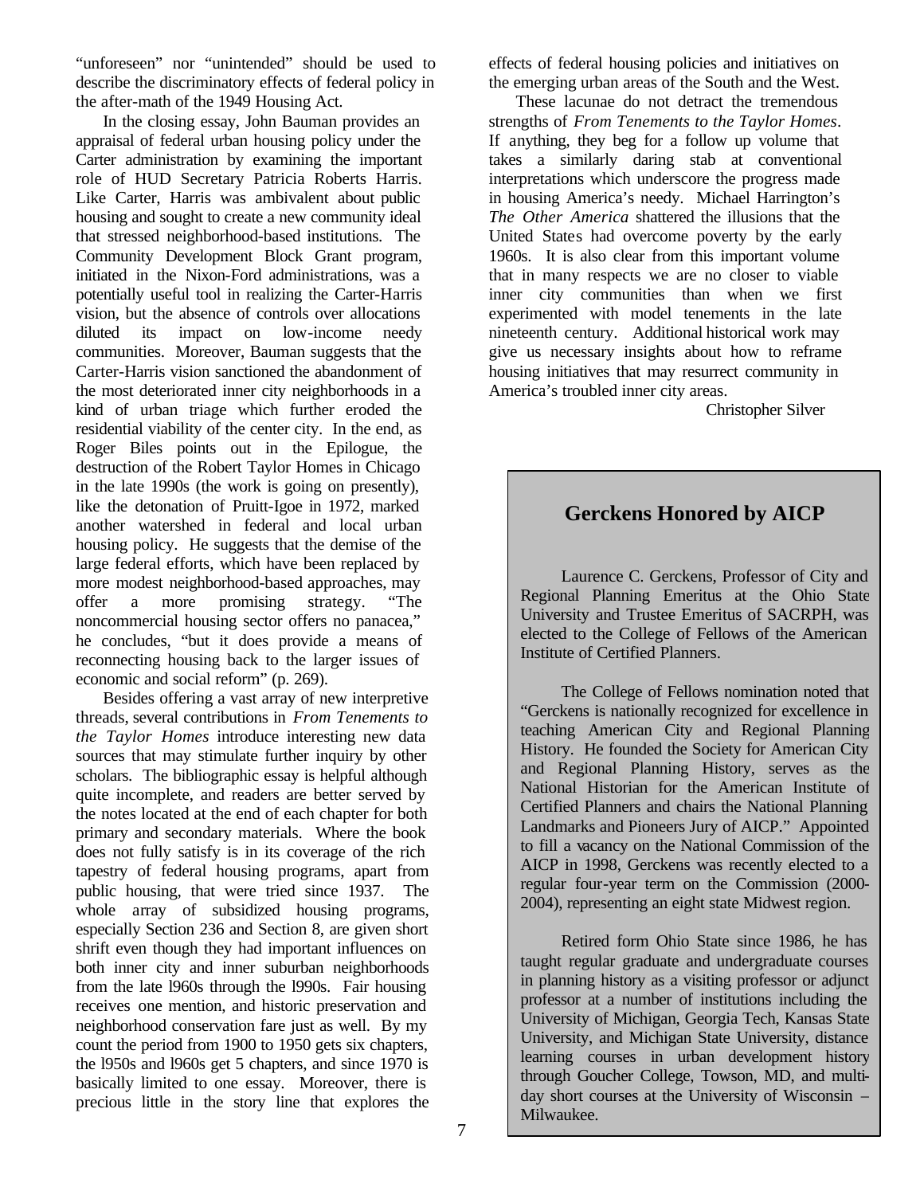"unforeseen" nor "unintended" should be used to describe the discriminatory effects of federal policy in the after-math of the 1949 Housing Act.

In the closing essay, John Bauman provides an appraisal of federal urban housing policy under the Carter administration by examining the important role of HUD Secretary Patricia Roberts Harris. Like Carter, Harris was ambivalent about public housing and sought to create a new community ideal that stressed neighborhood-based institutions. The Community Development Block Grant program, initiated in the Nixon-Ford administrations, was a potentially useful tool in realizing the Carter-Harris vision, but the absence of controls over allocations diluted its impact on low-income needy communities. Moreover, Bauman suggests that the Carter-Harris vision sanctioned the abandonment of the most deteriorated inner city neighborhoods in a kind of urban triage which further eroded the residential viability of the center city. In the end, as Roger Biles points out in the Epilogue, the destruction of the Robert Taylor Homes in Chicago in the late 1990s (the work is going on presently), like the detonation of Pruitt-Igoe in 1972, marked another watershed in federal and local urban housing policy. He suggests that the demise of the large federal efforts, which have been replaced by more modest neighborhood-based approaches, may offer a more promising strategy. "The noncommercial housing sector offers no panacea," he concludes, "but it does provide a means of reconnecting housing back to the larger issues of economic and social reform" (p. 269).

Besides offering a vast array of new interpretive threads, several contributions in *From Tenements to the Taylor Homes* introduce interesting new data sources that may stimulate further inquiry by other scholars. The bibliographic essay is helpful although quite incomplete, and readers are better served by the notes located at the end of each chapter for both primary and secondary materials. Where the book does not fully satisfy is in its coverage of the rich tapestry of federal housing programs, apart from public housing, that were tried since 1937. The whole array of subsidized housing programs, especially Section 236 and Section 8, are given short shrift even though they had important influences on both inner city and inner suburban neighborhoods from the late l960s through the l990s. Fair housing receives one mention, and historic preservation and neighborhood conservation fare just as well. By my count the period from 1900 to 1950 gets six chapters, the l950s and l960s get 5 chapters, and since 1970 is basically limited to one essay. Moreover, there is precious little in the story line that explores the effects of federal housing policies and initiatives on the emerging urban areas of the South and the West.

These lacunae do not detract the tremendous strengths of *From Tenements to the Taylor Homes*. If anything, they beg for a follow up volume that takes a similarly daring stab at conventional interpretations which underscore the progress made in housing America's needy. Michael Harrington's *The Other America* shattered the illusions that the United States had overcome poverty by the early 1960s. It is also clear from this important volume that in many respects we are no closer to viable inner city communities than when we first experimented with model tenements in the late nineteenth century. Additional historical work may give us necessary insights about how to reframe housing initiatives that may resurrect community in America's troubled inner city areas.

Christopher Silver

## Gerckens Honored by AICP

Laurence C. Gerckens, Professor of City and Regional Planning Emeritus at the Ohio State University and Trustee Emeritus of SACRPH, was elected to the College of Fellows of the American Institute of Certified Planners.

The College of Fellows nomination noted that "Gerckens is nationally recognized for excellence in teaching American City and Regional Planning History. He founded the Society for American City and Regional Planning History, serves as the National Historian for the American Institute of Certified Planners and chairs the National Planning Landmarks and Pioneers Jury of AICP." Appointed to fill a vacancy on the National Commission of the AICP in 1998, Gerckens was recently elected to a regular four-year term on the Commission (2000-2004), representing an eight state Midwest region.

Retired form Ohio State since 1986, he has taught regular graduate and undergraduate courses in planning history as a visiting professor or adjunct professor at a number of institutions including the University of Michigan, Georgia Tech, Kansas State University, and Michigan State University, distance learning courses in urban development history through Goucher College, Towson, MD, and multi-day short courses at the University of Wisconsin – Milwaukee.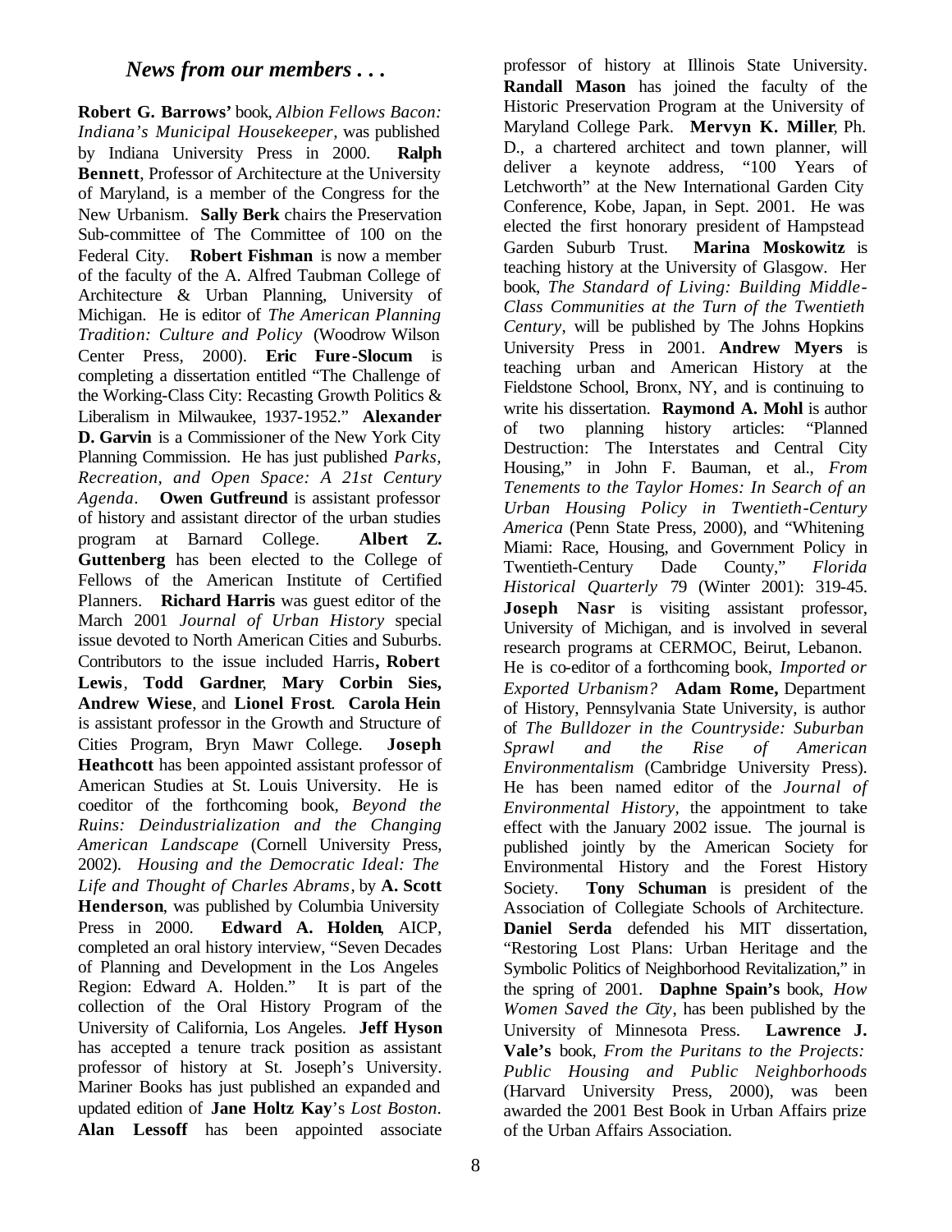## *News from our members . . .*

**Robert G. Barrows'** book, *Albion Fellows Bacon: Indiana's Municipal Housekeeper*, was published by Indiana University Press in 2000. **Ralph Bennett**, Professor of Architecture at the University of Maryland, is a member of the Congress for the New Urbanism. **Sally Berk** chairs the Preservation Sub-committee of The Committee of 100 on the Federal City. **Robert Fishman** is now a member of the faculty of the A. Alfred Taubman College of Architecture & Urban Planning, University of Michigan. He is editor of *The American Planning Tradition: Culture and Policy* (Woodrow Wilson Center Press, 2000). **Eric Fure-Slocum** is completing a dissertation entitled "The Challenge of the Working-Class City: Recasting Growth Politics & Liberalism in Milwaukee, 1937-1952." **Alexander D. Garvin** is a Commissioner of the New York City Planning Commission. He has just published *Parks, Recreation, and Open Space: A 21st Century Agenda*. **Owen Gutfreund** is assistant professor of history and assistant director of the urban studies program at Barnard College. **Albert Z. Guttenberg** has been elected to the College of Fellows of the American Institute of Certified Planners. **Richard Harris** was guest editor of the March 2001 *Journal of Urban History* special issue devoted to North American Cities and Suburbs. Contributors to the issue included Harris**, Robert Lewis**, **Todd Gardner**, **Mary Corbin Sies, Andrew Wiese**, and **Lionel Frost**. **Carola Hein** is assistant professor in the Growth and Structure of Cities Program, Bryn Mawr College. **Joseph Heathcott** has been appointed assistant professor of American Studies at St. Louis University. He is coeditor of the forthcoming book, *Beyond the Ruins: Deindustrialization and the Changing American Landscape* (Cornell University Press, 2002). *Housing and the Democratic Ideal: The Life and Thought of Charles Abrams*, by **A. Scott Henderson**, was published by Columbia University Press in 2000. **Edward A. Holden**, AICP, completed an oral history interview, "Seven Decades of Planning and Development in the Los Angeles Region: Edward A. Holden." It is part of the collection of the Oral History Program of the University of California, Los Angeles. **Jeff Hyson** has accepted a tenure track position as assistant professor of history at St. Joseph's University. Mariner Books has just published an expanded and updated edition of **Jane Holtz Kay**'s *Lost Boston*. **Alan Lessoff** has been appointed associate professor of history at Illinois State University. **Randall Mason** has joined the faculty of the Historic Preservation Program at the University of Maryland College Park. **Mervyn K. Miller**, Ph. D., a chartered architect and town planner, will deliver a keynote address, "100 Years of Letchworth" at the New International Garden City Conference, Kobe, Japan, in Sept. 2001. He was elected the first honorary president of Hampstead Garden Suburb Trust. **Marina Moskowitz** is teaching history at the University of Glasgow. Her book, *The Standard of Living: Building Middle-Class Communities at the Turn of the Twentieth Century*, will be published by The Johns Hopkins University Press in 2001. **Andrew Myers** is teaching urban and American History at the Fieldstone School, Bronx, NY, and is continuing to write his dissertation. **Raymond A. Mohl** is author of two planning history articles: "Planned Destruction: The Interstates and Central City Housing," in John F. Bauman, et al., *From Tenements to the Taylor Homes: In Search of an Urban Housing Policy in Twentieth-Century America* (Penn State Press, 2000), and "Whitening Miami: Race, Housing, and Government Policy in Twentieth-Century Dade County," *Florida Historical Quarterly* 79 (Winter 2001): 319-45. **Joseph Nasr** is visiting assistant professor, University of Michigan, and is involved in several research programs at CERMOC, Beirut, Lebanon. He is co-editor of a forthcoming book, *Imported or Exported Urbanism?* **Adam Rome,** Department of History, Pennsylvania State University, is author of *The Bulldozer in the Countryside: Suburban Sprawl and the Rise of American Environmentalism* (Cambridge University Press). He has been named editor of the *Journal of Environmental History*, the appointment to take effect with the January 2002 issue. The journal is published jointly by the American Society for Environmental History and the Forest History Society. **Tony Schuman** is president of the Association of Collegiate Schools of Architecture. **Daniel Serda** defended his MIT dissertation, "Restoring Lost Plans: Urban Heritage and the Symbolic Politics of Neighborhood Revitalization," in the spring of 2001. **Daphne Spain's** book, *How Women Saved the City*, has been published by the University of Minnesota Press. **Lawrence J. Vale's** book, *From the Puritans to the Projects: Public Housing and Public Neighborhoods* (Harvard University Press, 2000), was been awarded the 2001 Best Book in Urban Affairs prize of the Urban Affairs Association.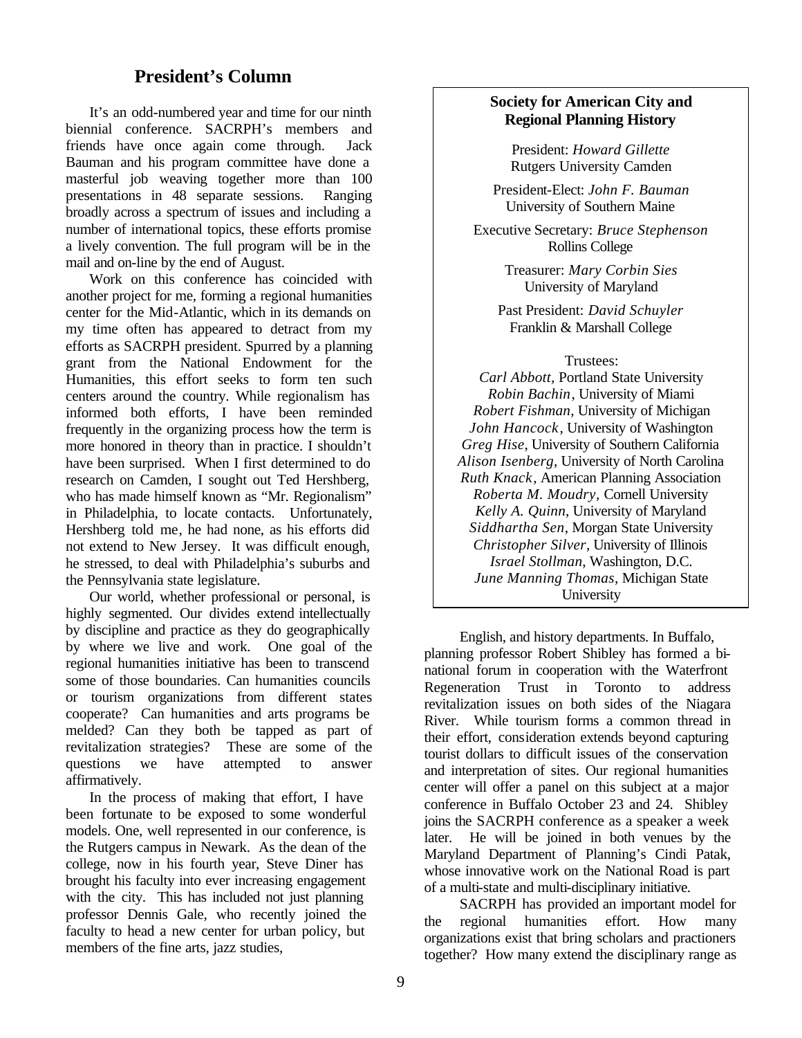## President's Column

It's an odd-numbered year and time for our ninth biennial conference. SACRPH's members and friends have once again come through. Jack Bauman and his program committee have done a masterful job weaving together more than 100 presentations in 48 separate sessions. Ranging broadly across a spectrum of issues and including a number of international topics, these efforts promise a lively convention. The full program will be in the mail and on-line by the end of August.

Work on this conference has coincided with another project for me, forming a regional humanities center for the Mid-Atlantic, which in its demands on my time often has appeared to detract from my efforts as SACRPH president. Spurred by a planning grant from the National Endowment for the Humanities, this effort seeks to form ten such centers around the country. While regionalism has informed both efforts, I have been reminded frequently in the organizing process how the term is more honored in theory than in practice. I shouldn't have been surprised. When I first determined to do research on Camden, I sought out Ted Hershberg, who has made himself known as "Mr. Regionalism" in Philadelphia, to locate contacts. Unfortunately, Hershberg told me, he had none, as his efforts did not extend to New Jersey. It was difficult enough, he stressed, to deal with Philadelphia's suburbs and the Pennsylvania state legislature.

Our world, whether professional or personal, is highly segmented. Our divides extend intellectually by discipline and practice as they do geographically by where we live and work. One goal of the regional humanities initiative has been to transcend some of those boundaries. Can humanities councils or tourism organizations from different states cooperate? Can humanities and arts programs be melded? Can they both be tapped as part of revitalization strategies? These are some of the questions we have attempted to answer affirmatively.

In the process of making that effort, I have been fortunate to be exposed to some wonderful models. One, well represented in our conference, is the Rutgers campus in Newark. As the dean of the college, now in his fourth year, Steve Diner has brought his faculty into ever increasing engagement with the city. This has included not just planning professor Dennis Gale, who recently joined the faculty to head a new center for urban policy, but members of the fine arts, jazz studies, English, and history departments. In Buffalo, planning professor Robert Shibley has formed a bi-national forum in cooperation with the Waterfront Regeneration Trust in Toronto to address revitalization issues on both sides of the Niagara River. While tourism forms a common thread in their effort, consideration extends beyond capturing tourist dollars to difficult issues of the conservation and interpretation of sites. Our regional humanities center will offer a panel on this subject at a major conference in Buffalo October 23 and 24. Shibley joins the SACRPH conference as a speaker a week later. He will be joined in both venues by the Maryland Department of Planning's Cindi Patak, whose innovative work on the National Road is part of a multi-state and multi-disciplinary initiative.

SACRPH has provided an important model for the regional humanities effort. How many organizations exist that bring scholars and practioners together? How many extend the disciplinary range as

---

**Society for American City and Regional Planning History**

President: *Howard Gillette*
Rutgers University Camden

President-Elect: *John F. Bauman*
University of Southern Maine

Executive Secretary: *Bruce Stephenson*
Rollins College

Treasurer: *Mary Corbin Sies*
University of Maryland

Past President: *David Schuyler*
Franklin & Marshall College

Trustees:
*Carl Abbott*, Portland State University
*Robin Bachin*, University of Miami
*Robert Fishman*, University of Michigan
*John Hancock*, University of Washington
*Greg Hise*, University of Southern California
*Alison Isenberg*, University of North Carolina
*Ruth Knack*, American Planning Association
*Roberta M. Moudry*, Cornell University
*Kelly A. Quinn*, University of Maryland
*Siddhartha Sen*, Morgan State University
*Christopher Silver*, University of Illinois
*Israel Stollman*, Washington, D.C.
*June Manning Thomas*, Michigan State University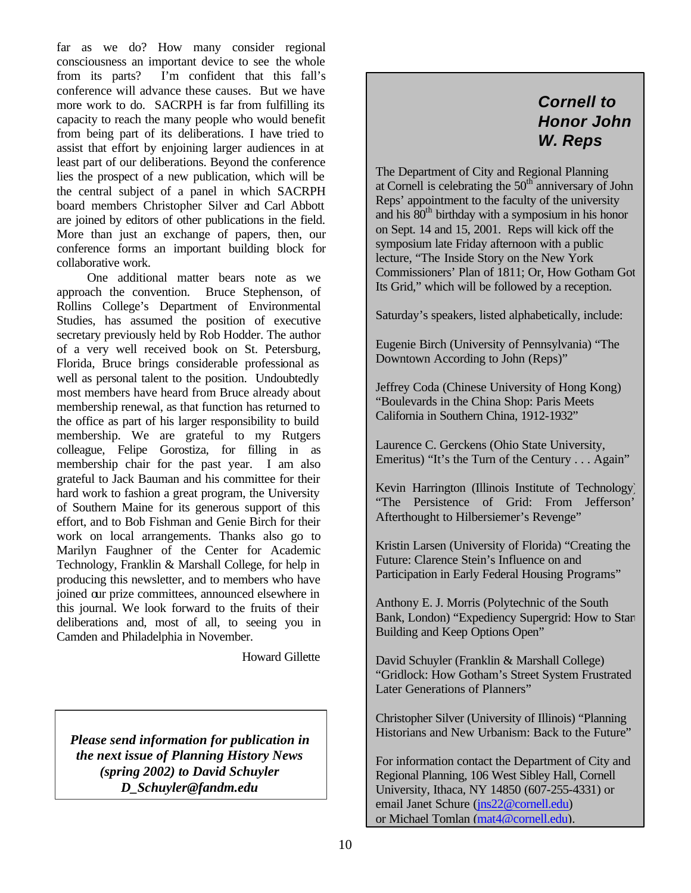far as we do? How many consider regional consciousness an important device to see the whole from its parts? I'm confident that this fall's conference will advance these causes. But we have more work to do. SACRPH is far from fulfilling its capacity to reach the many people who would benefit from being part of its deliberations. I have tried to assist that effort by enjoining larger audiences in at least part of our deliberations. Beyond the conference lies the prospect of a new publication, which will be the central subject of a panel in which SACRPH board members Christopher Silver and Carl Abbott are joined by editors of other publications in the field. More than just an exchange of papers, then, our conference forms an important building block for collaborative work.

One additional matter bears note as we approach the convention. Bruce Stephenson, of Rollins College's Department of Environmental Studies, has assumed the position of executive secretary previously held by Rob Hodder. The author of a very well received book on St. Petersburg, Florida, Bruce brings considerable professional as well as personal talent to the position. Undoubtedly most members have heard from Bruce already about membership renewal, as that function has returned to the office as part of his larger responsibility to build membership. We are grateful to my Rutgers colleague, Felipe Gorostiza, for filling in as membership chair for the past year. I am also grateful to Jack Bauman and his committee for their hard work to fashion a great program, the University of Southern Maine for its generous support of this effort, and to Bob Fishman and Genie Birch for their work on local arrangements. Thanks also go to Marilyn Faughner of the Center for Academic Technology, Franklin & Marshall College, for help in producing this newsletter, and to members who have joined our prize committees, announced elsewhere in this journal. We look forward to the fruits of their deliberations and, most of all, to seeing you in Camden and Philadelphia in November.

Howard Gillette

***Please send information for publication in the next issue of Planning History News (spring 2002) to David Schuyler D_Schuyler@fandm.edu***

## *Cornell to Honor John W. Reps*

The Department of City and Regional Planning at Cornell is celebrating the 50th anniversary of John Reps' appointment to the faculty of the university and his 80th birthday with a symposium in his honor on Sept. 14 and 15, 2001. Reps will kick off the symposium late Friday afternoon with a public lecture, "The Inside Story on the New York Commissioners' Plan of 1811; Or, How Gotham Got Its Grid," which will be followed by a reception.

Saturday's speakers, listed alphabetically, include:

Eugenie Birch (University of Pennsylvania) "The Downtown According to John (Reps)"

Jeffrey Coda (Chinese University of Hong Kong) "Boulevards in the China Shop: Paris Meets California in Southern China, 1912-1932"

Laurence C. Gerckens (Ohio State University, Emeritus) "It's the Turn of the Century . . . Again"

Kevin Harrington (Illinois Institute of Technology) "The Persistence of Grid: From Jefferson's Afterthought to Hilbersiemer's Revenge"

Kristin Larsen (University of Florida) "Creating the Future: Clarence Stein's Influence on and Participation in Early Federal Housing Programs"

Anthony E. J. Morris (Polytechnic of the South Bank, London) "Expediency Supergrid: How to Start Building and Keep Options Open"

David Schuyler (Franklin & Marshall College) "Gridlock: How Gotham's Street System Frustrated Later Generations of Planners"

Christopher Silver (University of Illinois) "Planning Historians and New Urbanism: Back to the Future"

For information contact the Department of City and Regional Planning, 106 West Sibley Hall, Cornell University, Ithaca, NY 14850 (607-255-4331) or email Janet Schure (jns22@cornell.edu) or Michael Tomlan (mat4@cornell.edu).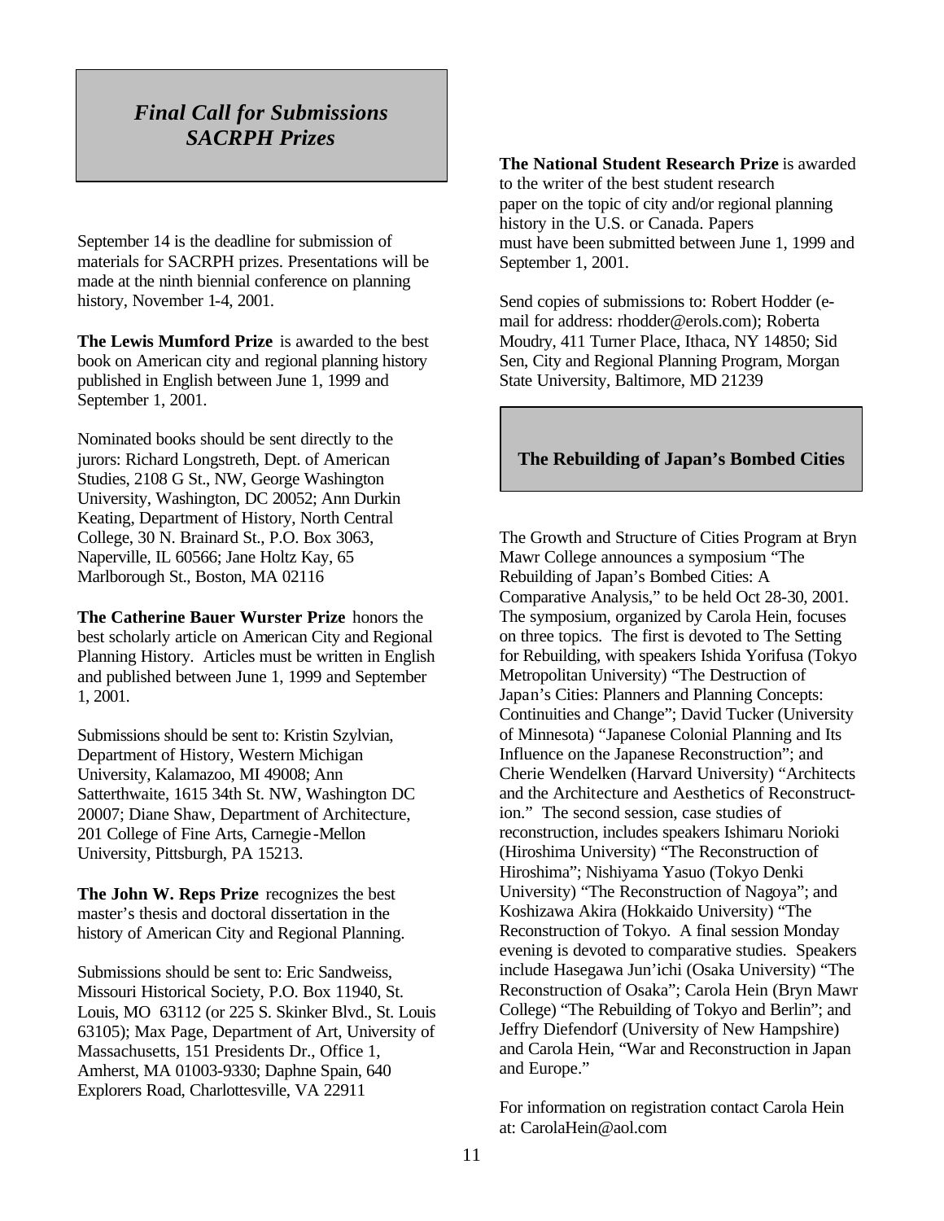## *Final Call for Submissions SACRPH Prizes*

September 14 is the deadline for submission of materials for SACRPH prizes. Presentations will be made at the ninth biennial conference on planning history, November 1-4, 2001.

**The Lewis Mumford Prize** is awarded to the best book on American city and regional planning history published in English between June 1, 1999 and September 1, 2001.

Nominated books should be sent directly to the jurors: Richard Longstreth, Dept. of American Studies, 2108 G St., NW, George Washington University, Washington, DC 20052; Ann Durkin Keating, Department of History, North Central College, 30 N. Brainard St., P.O. Box 3063, Naperville, IL 60566; Jane Holtz Kay, 65 Marlborough St., Boston, MA 02116

**The Catherine Bauer Wurster Prize** honors the best scholarly article on American City and Regional Planning History. Articles must be written in English and published between June 1, 1999 and September 1, 2001.

Submissions should be sent to: Kristin Szylvian, Department of History, Western Michigan University, Kalamazoo, MI 49008; Ann Satterthwaite, 1615 34th St. NW, Washington DC 20007; Diane Shaw, Department of Architecture, 201 College of Fine Arts, Carnegie-Mellon University, Pittsburgh, PA 15213.

**The John W. Reps Prize** recognizes the best master's thesis and doctoral dissertation in the history of American City and Regional Planning.

Submissions should be sent to: Eric Sandweiss, Missouri Historical Society, P.O. Box 11940, St. Louis, MO 63112 (or 225 S. Skinker Blvd., St. Louis 63105); Max Page, Department of Art, University of Massachusetts, 151 Presidents Dr., Office 1, Amherst, MA 01003-9330; Daphne Spain, 640 Explorers Road, Charlottesville, VA 22911

**The National Student Research Prize** is awarded to the writer of the best student research paper on the topic of city and/or regional planning history in the U.S. or Canada. Papers must have been submitted between June 1, 1999 and September 1, 2001.

Send copies of submissions to: Robert Hodder (e-mail for address: rhodder@erols.com); Roberta Moudry, 411 Turner Place, Ithaca, NY 14850; Sid Sen, City and Regional Planning Program, Morgan State University, Baltimore, MD 21239

## The Rebuilding of Japan's Bombed Cities

The Growth and Structure of Cities Program at Bryn Mawr College announces a symposium "The Rebuilding of Japan's Bombed Cities: A Comparative Analysis," to be held Oct 28-30, 2001. The symposium, organized by Carola Hein, focuses on three topics. The first is devoted to The Setting for Rebuilding, with speakers Ishida Yorifusa (Tokyo Metropolitan University) "The Destruction of Japan's Cities: Planners and Planning Concepts: Continuities and Change"; David Tucker (University of Minnesota) "Japanese Colonial Planning and Its Influence on the Japanese Reconstruction"; and Cherie Wendelken (Harvard University) "Architects and the Architecture and Aesthetics of Reconstruction." The second session, case studies of reconstruction, includes speakers Ishimaru Norioki (Hiroshima University) "The Reconstruction of Hiroshima"; Nishiyama Yasuo (Tokyo Denki University) "The Reconstruction of Nagoya"; and Koshizawa Akira (Hokkaido University) "The Reconstruction of Tokyo. A final session Monday evening is devoted to comparative studies. Speakers include Hasegawa Jun'ichi (Osaka University) "The Reconstruction of Osaka"; Carola Hein (Bryn Mawr College) "The Rebuilding of Tokyo and Berlin"; and Jeffry Diefendorf (University of New Hampshire) and Carola Hein, "War and Reconstruction in Japan and Europe."

For information on registration contact Carola Hein at: CarolaHein@aol.com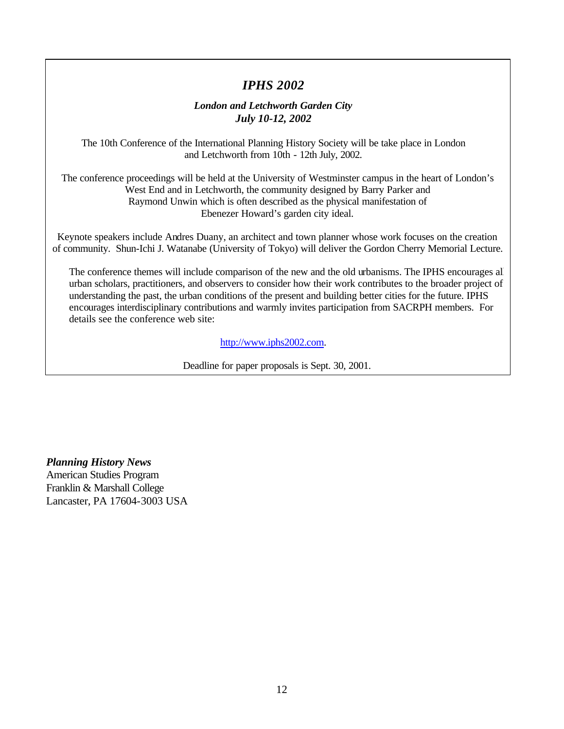## *IPHS 2002*

***London and Letchworth Garden City***
***July 10-12, 2002***

The 10th Conference of the International Planning History Society will be take place in London and Letchworth from 10th - 12th July, 2002.

The conference proceedings will be held at the University of Westminster campus in the heart of London's West End and in Letchworth, the community designed by Barry Parker and Raymond Unwin which is often described as the physical manifestation of Ebenezer Howard's garden city ideal.

Keynote speakers include Andres Duany, an architect and town planner whose work focuses on the creation of community. Shun-Ichi J. Watanabe (University of Tokyo) will deliver the Gordon Cherry Memorial Lecture.

The conference themes will include comparison of the new and the old urbanisms. The IPHS encourages all urban scholars, practitioners, and observers to consider how their work contributes to the broader project of understanding the past, the urban conditions of the present and building better cities for the future. IPHS encourages interdisciplinary contributions and warmly invites participation from SACRPH members. For details see the conference web site:

http://www.iphs2002.com.

Deadline for paper proposals is Sept. 30, 2001.

***Planning History News***
American Studies Program
Franklin & Marshall College
Lancaster, PA 17604-3003 USA